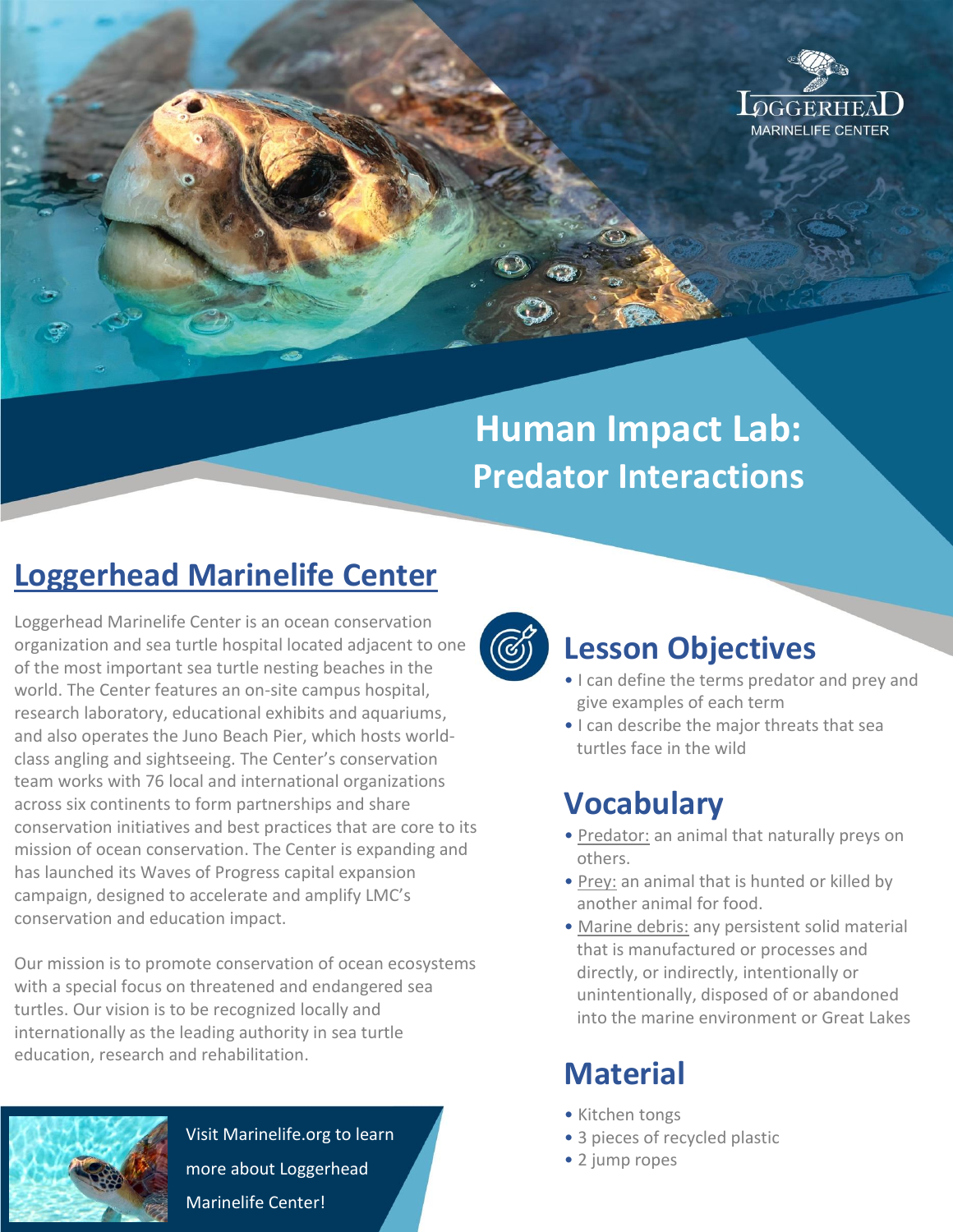LOGGERHEAD MARINELIFE CENTER

# Human Impact Lab: Predator Interactions

## Loggerhead Marinelife Center

Loggerhead Marinelife Center is an ocean conservation organization and sea turtle hospital located adjacent to one of the most important sea turtle nesting beaches in the world. The Center features an on-site campus hospital, research laboratory, educational exhibits and aquariums, and also operates the Juno Beach Pier, which hosts world-class angling and sightseeing. The Center's conservation team works with 76 local and international organizations across six continents to form partnerships and share conservation initiatives and best practices that are core to its mission of ocean conservation. The Center is expanding and has launched its Waves of Progress capital expansion campaign, designed to accelerate and amplify LMC's conservation and education impact.

Our mission is to promote conservation of ocean ecosystems with a special focus on threatened and endangered sea turtles. Our vision is to be recognized locally and internationally as the leading authority in sea turtle education, research and rehabilitation.

Visit Marinelife.org to learn more about Loggerhead Marinelife Center!

## Lesson Objectives

- I can define the terms predator and prey and give examples of each term
- I can describe the major threats that sea turtles face in the wild

## Vocabulary

- Predator: an animal that naturally preys on others.
- Prey: an animal that is hunted or killed by another animal for food.
- Marine debris: any persistent solid material that is manufactured or processes and directly, or indirectly, intentionally or unintentionally, disposed of or abandoned into the marine environment or Great Lakes

## Material

- Kitchen tongs
- 3 pieces of recycled plastic
- 2 jump ropes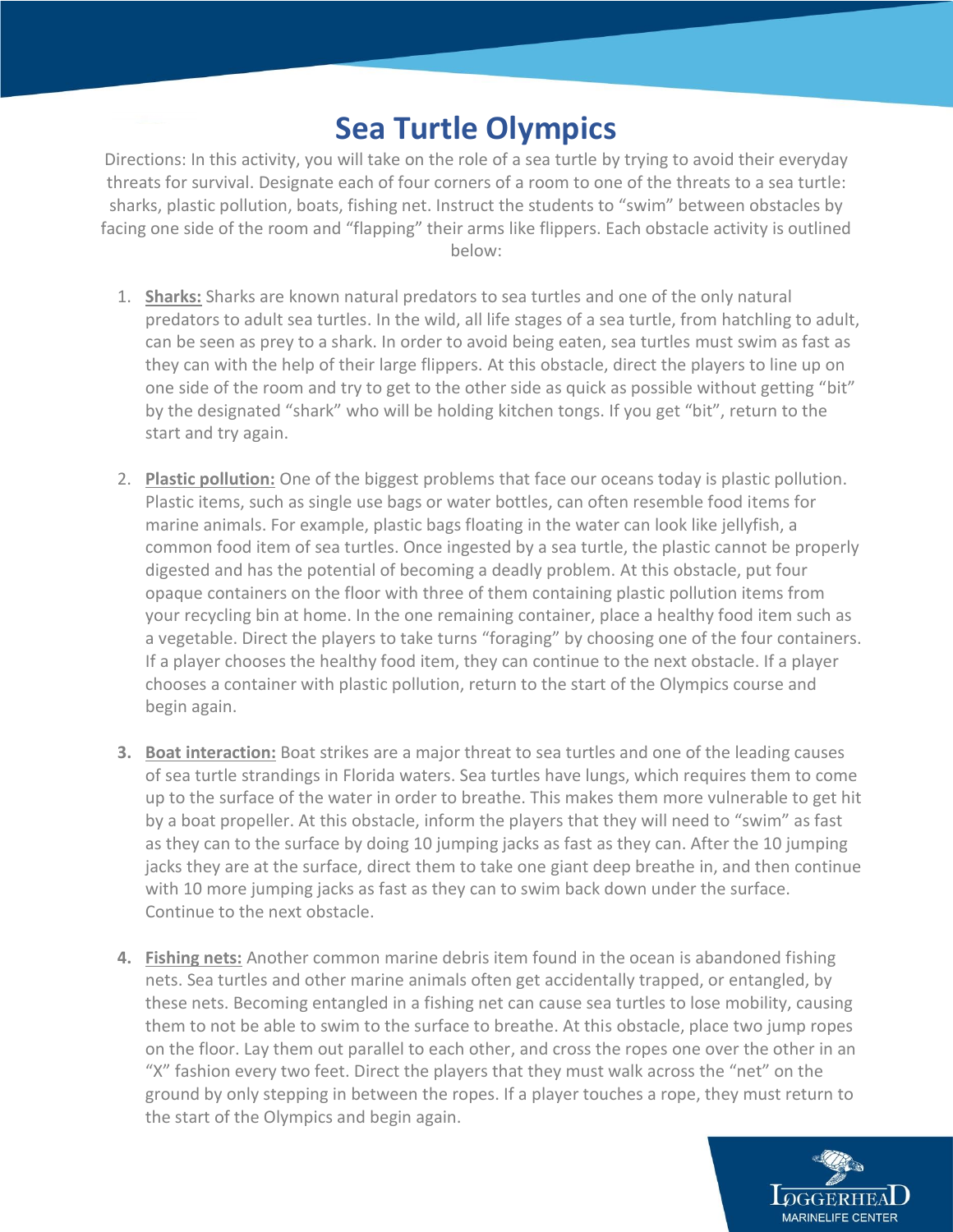# Sea Turtle Olympics

Directions: In this activity, you will take on the role of a sea turtle by trying to avoid their everyday threats for survival. Designate each of four corners of a room to one of the threats to a sea turtle: sharks, plastic pollution, boats, fishing net. Instruct the students to "swim" between obstacles by facing one side of the room and "flapping" their arms like flippers. Each obstacle activity is outlined below:

1. **Sharks:** Sharks are known natural predators to sea turtles and one of the only natural predators to adult sea turtles. In the wild, all life stages of a sea turtle, from hatchling to adult, can be seen as prey to a shark. In order to avoid being eaten, sea turtles must swim as fast as they can with the help of their large flippers. At this obstacle, direct the players to line up on one side of the room and try to get to the other side as quick as possible without getting "bit" by the designated "shark" who will be holding kitchen tongs. If you get "bit", return to the start and try again.

2. **Plastic pollution:** One of the biggest problems that face our oceans today is plastic pollution. Plastic items, such as single use bags or water bottles, can often resemble food items for marine animals. For example, plastic bags floating in the water can look like jellyfish, a common food item of sea turtles. Once ingested by a sea turtle, the plastic cannot be properly digested and has the potential of becoming a deadly problem. At this obstacle, put four opaque containers on the floor with three of them containing plastic pollution items from your recycling bin at home. In the one remaining container, place a healthy food item such as a vegetable. Direct the players to take turns "foraging" by choosing one of the four containers. If a player chooses the healthy food item, they can continue to the next obstacle. If a player chooses a container with plastic pollution, return to the start of the Olympics course and begin again.

3. **Boat interaction:** Boat strikes are a major threat to sea turtles and one of the leading causes of sea turtle strandings in Florida waters. Sea turtles have lungs, which requires them to come up to the surface of the water in order to breathe. This makes them more vulnerable to get hit by a boat propeller. At this obstacle, inform the players that they will need to "swim" as fast as they can to the surface by doing 10 jumping jacks as fast as they can. After the 10 jumping jacks they are at the surface, direct them to take one giant deep breathe in, and then continue with 10 more jumping jacks as fast as they can to swim back down under the surface. Continue to the next obstacle.

4. **Fishing nets:** Another common marine debris item found in the ocean is abandoned fishing nets. Sea turtles and other marine animals often get accidentally trapped, or entangled, by these nets. Becoming entangled in a fishing net can cause sea turtles to lose mobility, causing them to not be able to swim to the surface to breathe. At this obstacle, place two jump ropes on the floor. Lay them out parallel to each other, and cross the ropes one over the other in an "X" fashion every two feet. Direct the players that they must walk across the "net" on the ground by only stepping in between the ropes. If a player touches a rope, they must return to the start of the Olympics and begin again.

LOGGERHEAD MARINELIFE CENTER